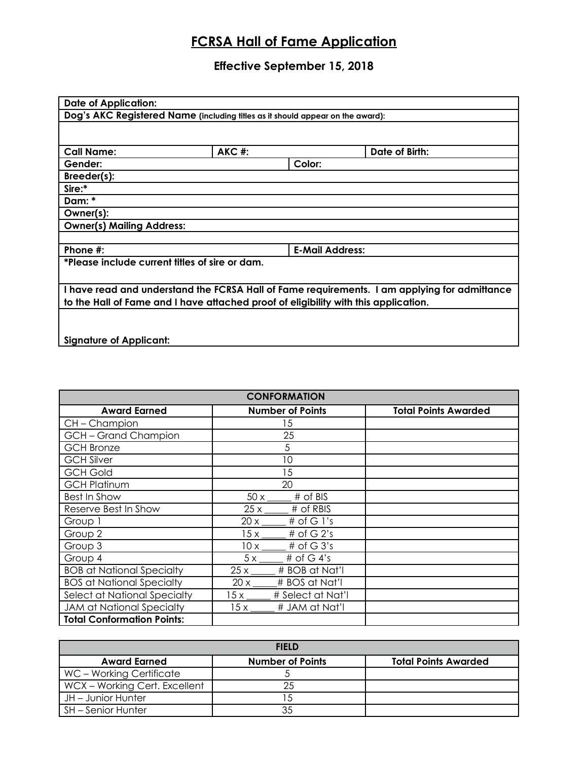# FCRSA Hall of Fame Application

## Effective September 15, 2018

| | | | |
|---|---|---|---|
| **Date of Application:** | | | |
| **Dog's AKC Registered Name** (including titles as it should appear on the award): | | | |
| | | | |
| **Call Name:** | **AKC #:** | | **Date of Birth:** |
| **Gender:** | | **Color:** | |
| **Breeder(s):** | | | |
| **Sire:*** | | | |
| **Dam: *** | | | |
| **Owner(s):** | | | |
| **Owner(s) Mailing Address:** | | | |
| | | | |
| **Phone #:** | | **E-Mail Address:** | |
| ***Please include current titles of sire or dam.** | | | |
| **I have read and understand the FCRSA Hall of Fame requirements. I am applying for admittance to the Hall of Fame and I have attached proof of eligibility with this application.** | | | |
| **Signature of Applicant:** | | | |

| CONFORMATION | | |
|---|---|---|
| **Award Earned** | **Number of Points** | **Total Points Awarded** |
| CH – Champion | 15 | |
| GCH – Grand Champion | 25 | |
| GCH Bronze | 5 | |
| GCH Silver | 10 | |
| GCH Gold | 15 | |
| GCH Platinum | 20 | |
| Best In Show | 50 x _____ # of BIS | |
| Reserve Best In Show | 25 x _____ # of RBIS | |
| Group 1 | 20 x _____ # of G 1's | |
| Group 2 | 15 x _____ # of G 2's | |
| Group 3 | 10 x _____ # of G 3's | |
| Group 4 | 5 x _____ # of G 4's | |
| BOB at National Specialty | 25 x _____ # BOB at Nat'l | |
| BOS at National Specialty | 20 x _____ # BOS at Nat'l | |
| Select at National Specialty | 15 x _____ # Select at Nat'l | |
| JAM at National Specialty | 15 x _____ # JAM at Nat'l | |
| **Total Conformation Points:** | | |

| FIELD | | |
|---|---|---|
| **Award Earned** | **Number of Points** | **Total Points Awarded** |
| WC – Working Certificate | 5 | |
| WCX – Working Cert. Excellent | 25 | |
| JH – Junior Hunter | 15 | |
| SH – Senior Hunter | 35 | |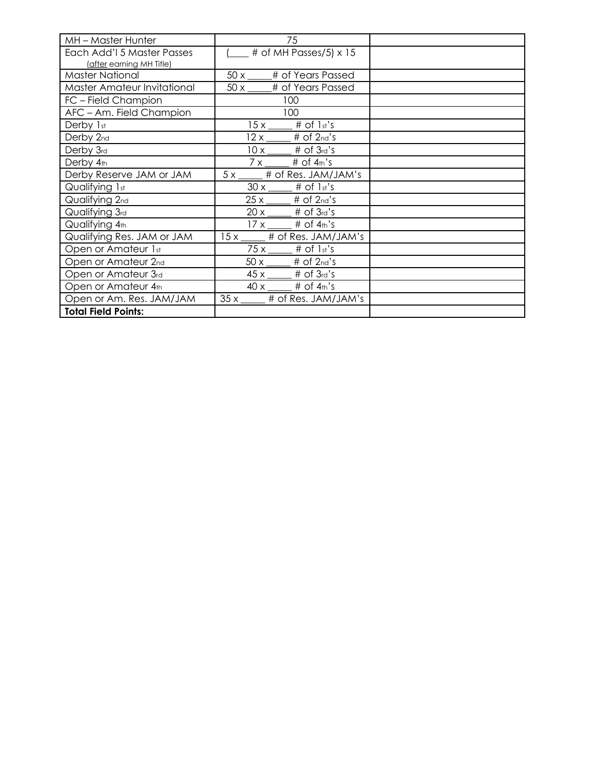| | | |
|---|---|---|
| MH – Master Hunter | 75 | |
| Each Add'l 5 Master Passes (after earning MH Title) | (____ # of MH Passes/5) x 15 | |
| Master National | 50 x _____# of Years Passed | |
| Master Amateur Invitational | 50 x _____# of Years Passed | |
| FC – Field Champion | 100 | |
| AFC – Am. Field Champion | 100 | |
| Derby 1st | 15 x _____ # of 1st's | |
| Derby 2nd | 12 x _____ # of 2nd's | |
| Derby 3rd | 10 x _____ # of 3rd's | |
| Derby 4th | 7 x _____ # of 4th's | |
| Derby Reserve JAM or JAM | 5 x _____ # of Res. JAM/JAM's | |
| Qualifying 1st | 30 x _____ # of 1st's | |
| Qualifying 2nd | 25 x _____ # of 2nd's | |
| Qualifying 3rd | 20 x _____ # of 3rd's | |
| Qualifying 4th | 17 x _____ # of 4th's | |
| Qualifying Res. JAM or JAM | 15 x _____ # of Res. JAM/JAM's | |
| Open or Amateur 1st | 75 x _____ # of 1st's | |
| Open or Amateur 2nd | 50 x _____ # of 2nd's | |
| Open or Amateur 3rd | 45 x _____ # of 3rd's | |
| Open or Amateur 4th | 40 x _____ # of 4th's | |
| Open or Am. Res. JAM/JAM | 35 x _____ # of Res. JAM/JAM's | |
| **Total Field Points:** | | |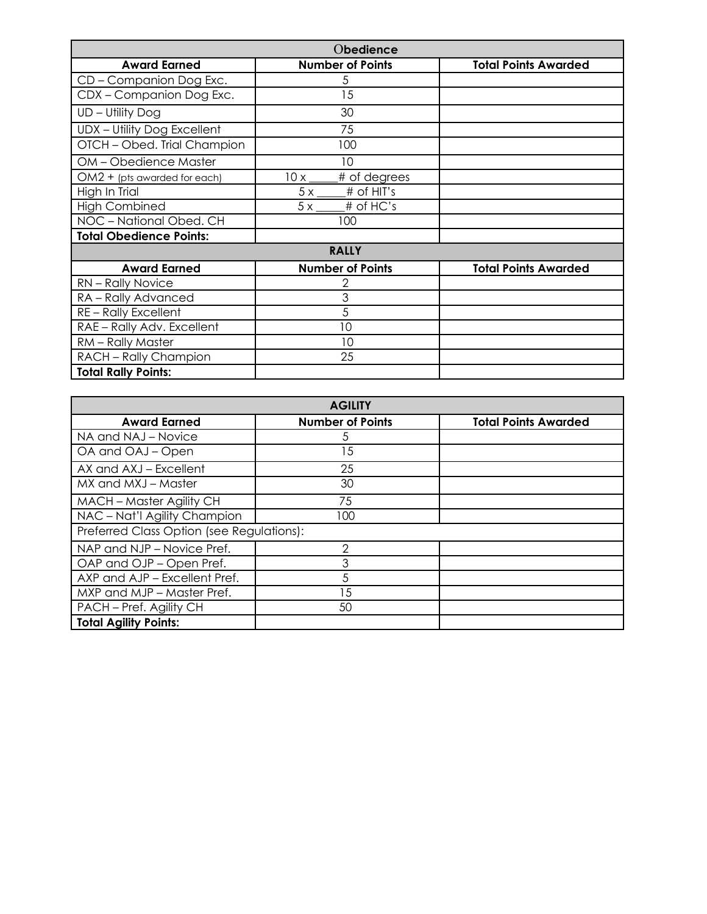| Obedience | | |
|---|---|---|
| **Award Earned** | **Number of Points** | **Total Points Awarded** |
| CD – Companion Dog Exc. | 5 | |
| CDX – Companion Dog Exc. | 15 | |
| UD – Utility Dog | 30 | |
| UDX – Utility Dog Excellent | 75 | |
| OTCH – Obed. Trial Champion | 100 | |
| OM – Obedience Master | 10 | |
| OM2 + (pts awarded for each) | 10 x _____# of degrees | |
| High In Trial | 5 x _____# of HIT's | |
| High Combined | 5 x _____# of HC's | |
| NOC – National Obed. CH | 100 | |
| **Total Obedience Points:** | | |

| RALLY | | |
|---|---|---|
| **Award Earned** | **Number of Points** | **Total Points Awarded** |
| RN – Rally Novice | 2 | |
| RA – Rally Advanced | 3 | |
| RE – Rally Excellent | 5 | |
| RAE – Rally Adv. Excellent | 10 | |
| RM – Rally Master | 10 | |
| RACH – Rally Champion | 25 | |
| **Total Rally Points:** | | |

| AGILITY | | |
|---|---|---|
| **Award Earned** | **Number of Points** | **Total Points Awarded** |
| NA and NAJ – Novice | 5 | |
| OA and OAJ – Open | 15 | |
| AX and AXJ – Excellent | 25 | |
| MX and MXJ – Master | 30 | |
| MACH – Master Agility CH | 75 | |
| NAC – Nat'l Agility Champion | 100 | |
| Preferred Class Option (see Regulations): | | |
| NAP and NJP – Novice Pref. | 2 | |
| OAP and OJP – Open Pref. | 3 | |
| AXP and AJP – Excellent Pref. | 5 | |
| MXP and MJP – Master Pref. | 15 | |
| PACH – Pref. Agility CH | 50 | |
| **Total Agility Points:** | | |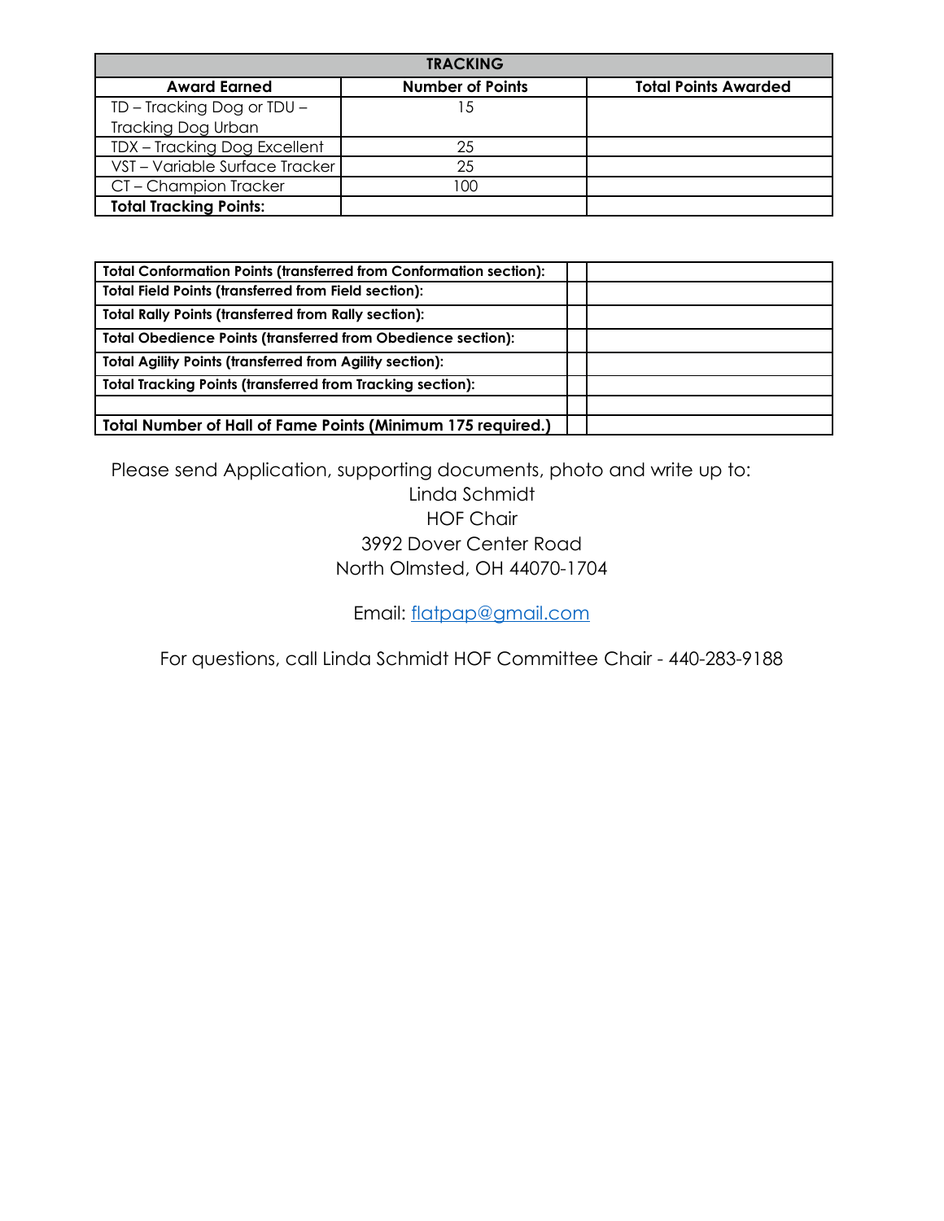| TRACKING | | |
|---|---|---|
| **Award Earned** | **Number of Points** | **Total Points Awarded** |
| TD – Tracking Dog or TDU – Tracking Dog Urban | 15 | |
| TDX – Tracking Dog Excellent | 25 | |
| VST – Variable Surface Tracker | 25 | |
| CT – Champion Tracker | 100 | |
| **Total Tracking Points:** | | |

| | | |
|---|---|---|
| **Total Conformation Points (transferred from Conformation section):** | | |
| **Total Field Points (transferred from Field section):** | | |
| **Total Rally Points (transferred from Rally section):** | | |
| **Total Obedience Points (transferred from Obedience section):** | | |
| **Total Agility Points (transferred from Agility section):** | | |
| **Total Tracking Points (transferred from Tracking section):** | | |
| | | |
| **Total Number of Hall of Fame Points (Minimum 175 required.)** | | |

Please send Application, supporting documents, photo and write up to:

Linda Schmidt
HOF Chair
3992 Dover Center Road
North Olmsted, OH 44070-1704

Email: flatpap@gmail.com

For questions, call Linda Schmidt HOF Committee Chair - 440-283-9188